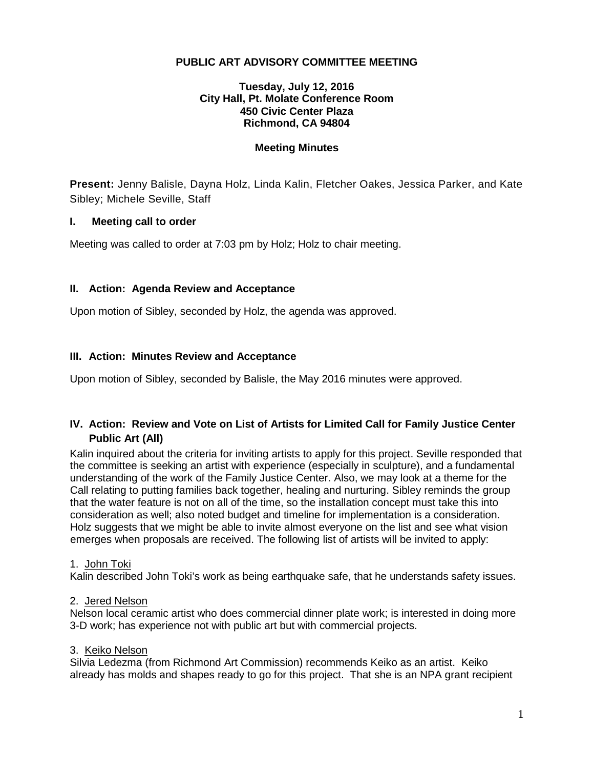# PUBLIC ART ADVISORY COMMITTEE MEETING

**Tuesday, July 12, 2016**
**City Hall, Pt. Molate Conference Room**
**450 Civic Center Plaza**
**Richmond, CA 94804**

**Meeting Minutes**

**Present:** Jenny Balisle, Dayna Holz, Linda Kalin, Fletcher Oakes, Jessica Parker, and Kate Sibley; Michele Seville, Staff

## I. Meeting call to order

Meeting was called to order at 7:03 pm by Holz; Holz to chair meeting.

## II. Action: Agenda Review and Acceptance

Upon motion of Sibley, seconded by Holz, the agenda was approved.

## III. Action: Minutes Review and Acceptance

Upon motion of Sibley, seconded by Balisle, the May 2016 minutes were approved.

## IV. Action: Review and Vote on List of Artists for Limited Call for Family Justice Center Public Art (All)

Kalin inquired about the criteria for inviting artists to apply for this project. Seville responded that the committee is seeking an artist with experience (especially in sculpture), and a fundamental understanding of the work of the Family Justice Center. Also, we may look at a theme for the Call relating to putting families back together, healing and nurturing. Sibley reminds the group that the water feature is not on all of the time, so the installation concept must take this into consideration as well; also noted budget and timeline for implementation is a consideration. Holz suggests that we might be able to invite almost everyone on the list and see what vision emerges when proposals are received. The following list of artists will be invited to apply:

1. John Toki

Kalin described John Toki's work as being earthquake safe, that he understands safety issues.

2. Jered Nelson

Nelson local ceramic artist who does commercial dinner plate work; is interested in doing more 3-D work; has experience not with public art but with commercial projects.

3. Keiko Nelson

Silvia Ledezma (from Richmond Art Commission) recommends Keiko as an artist. Keiko already has molds and shapes ready to go for this project. That she is an NPA grant recipient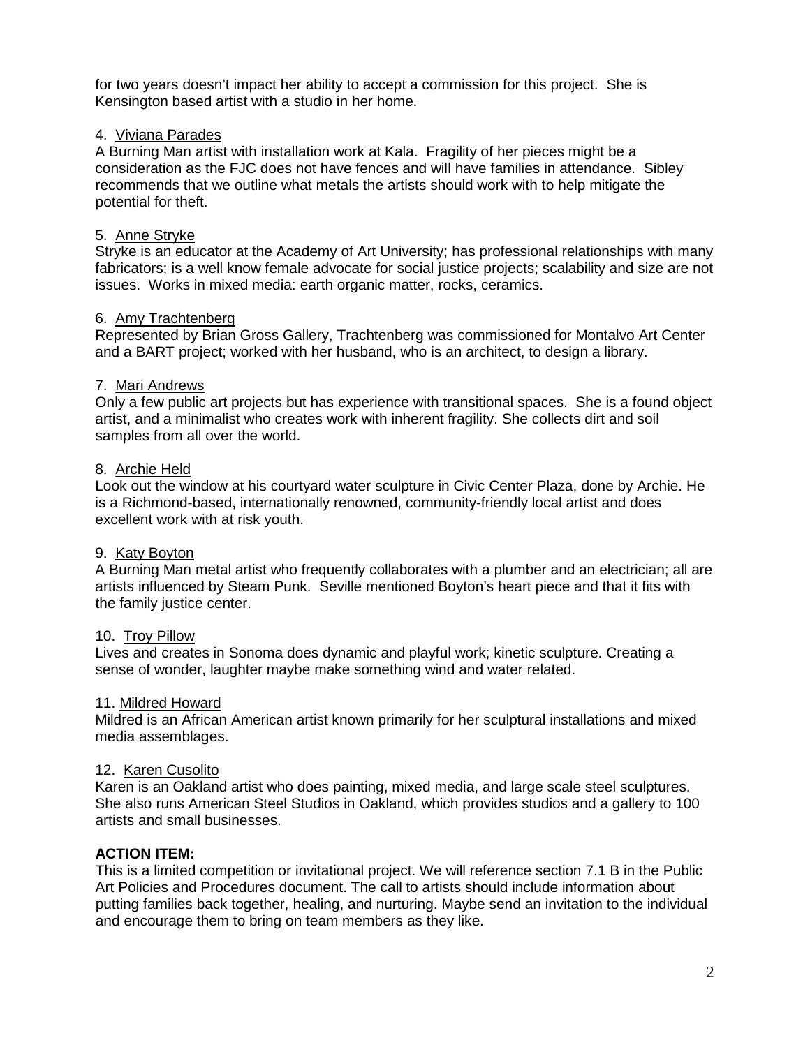for two years doesn't impact her ability to accept a commission for this project. She is Kensington based artist with a studio in her home.

4. <u>Viviana Parades</u>
A Burning Man artist with installation work at Kala. Fragility of her pieces might be a consideration as the FJC does not have fences and will have families in attendance. Sibley recommends that we outline what metals the artists should work with to help mitigate the potential for theft.

5. <u>Anne Stryke</u>
Stryke is an educator at the Academy of Art University; has professional relationships with many fabricators; is a well know female advocate for social justice projects; scalability and size are not issues. Works in mixed media: earth organic matter, rocks, ceramics.

6. <u>Amy Trachtenberg</u>
Represented by Brian Gross Gallery, Trachtenberg was commissioned for Montalvo Art Center and a BART project; worked with her husband, who is an architect, to design a library.

7. <u>Mari Andrews</u>
Only a few public art projects but has experience with transitional spaces. She is a found object artist, and a minimalist who creates work with inherent fragility. She collects dirt and soil samples from all over the world.

8. <u>Archie Held</u>
Look out the window at his courtyard water sculpture in Civic Center Plaza, done by Archie. He is a Richmond-based, internationally renowned, community-friendly local artist and does excellent work with at risk youth.

9. <u>Katy Boyton</u>
A Burning Man metal artist who frequently collaborates with a plumber and an electrician; all are artists influenced by Steam Punk. Seville mentioned Boyton's heart piece and that it fits with the family justice center.

10. <u>Troy Pillow</u>
Lives and creates in Sonoma does dynamic and playful work; kinetic sculpture. Creating a sense of wonder, laughter maybe make something wind and water related.

11. <u>Mildred Howard</u>
Mildred is an African American artist known primarily for her sculptural installations and mixed media assemblages.

12. <u>Karen Cusolito</u>
Karen is an Oakland artist who does painting, mixed media, and large scale steel sculptures. She also runs American Steel Studios in Oakland, which provides studios and a gallery to 100 artists and small businesses.

**ACTION ITEM:**
This is a limited competition or invitational project. We will reference section 7.1 B in the Public Art Policies and Procedures document. The call to artists should include information about putting families back together, healing, and nurturing. Maybe send an invitation to the individual and encourage them to bring on team members as they like.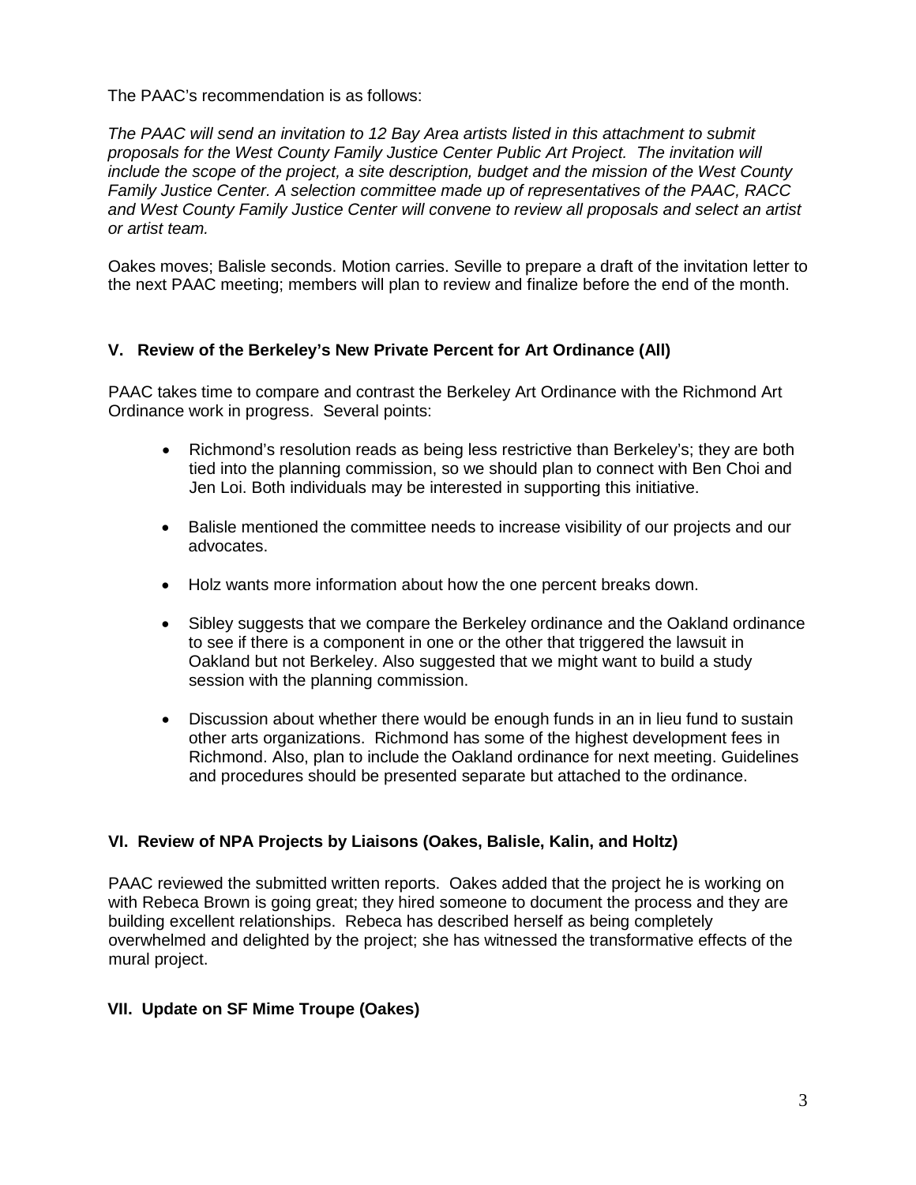The PAAC's recommendation is as follows:

*The PAAC will send an invitation to 12 Bay Area artists listed in this attachment to submit proposals for the West County Family Justice Center Public Art Project. The invitation will include the scope of the project, a site description, budget and the mission of the West County Family Justice Center. A selection committee made up of representatives of the PAAC, RACC and West County Family Justice Center will convene to review all proposals and select an artist or artist team.*

Oakes moves; Balisle seconds. Motion carries. Seville to prepare a draft of the invitation letter to the next PAAC meeting; members will plan to review and finalize before the end of the month.

### V. Review of the Berkeley's New Private Percent for Art Ordinance (All)

PAAC takes time to compare and contrast the Berkeley Art Ordinance with the Richmond Art Ordinance work in progress. Several points:

- Richmond's resolution reads as being less restrictive than Berkeley's; they are both tied into the planning commission, so we should plan to connect with Ben Choi and Jen Loi. Both individuals may be interested in supporting this initiative.
- Balisle mentioned the committee needs to increase visibility of our projects and our advocates.
- Holz wants more information about how the one percent breaks down.
- Sibley suggests that we compare the Berkeley ordinance and the Oakland ordinance to see if there is a component in one or the other that triggered the lawsuit in Oakland but not Berkeley. Also suggested that we might want to build a study session with the planning commission.
- Discussion about whether there would be enough funds in an in lieu fund to sustain other arts organizations. Richmond has some of the highest development fees in Richmond. Also, plan to include the Oakland ordinance for next meeting. Guidelines and procedures should be presented separate but attached to the ordinance.

### VI. Review of NPA Projects by Liaisons (Oakes, Balisle, Kalin, and Holtz)

PAAC reviewed the submitted written reports. Oakes added that the project he is working on with Rebeca Brown is going great; they hired someone to document the process and they are building excellent relationships. Rebeca has described herself as being completely overwhelmed and delighted by the project; she has witnessed the transformative effects of the mural project.

### VII. Update on SF Mime Troupe (Oakes)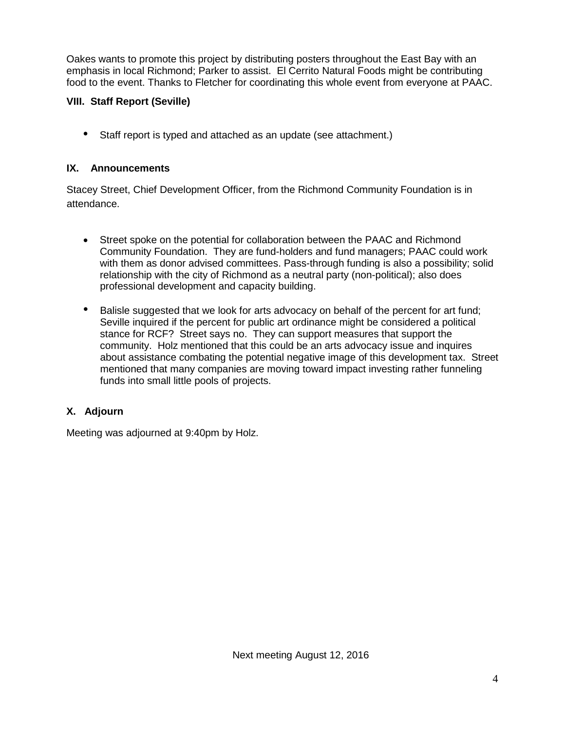Oakes wants to promote this project by distributing posters throughout the East Bay with an emphasis in local Richmond; Parker to assist. El Cerrito Natural Foods might be contributing food to the event. Thanks to Fletcher for coordinating this whole event from everyone at PAAC.

**VIII. Staff Report (Seville)**

- Staff report is typed and attached as an update (see attachment.)

**IX. Announcements**

Stacey Street, Chief Development Officer, from the Richmond Community Foundation is in attendance.

- Street spoke on the potential for collaboration between the PAAC and Richmond Community Foundation. They are fund-holders and fund managers; PAAC could work with them as donor advised committees. Pass-through funding is also a possibility; solid relationship with the city of Richmond as a neutral party (non-political); also does professional development and capacity building.

- Balisle suggested that we look for arts advocacy on behalf of the percent for art fund; Seville inquired if the percent for public art ordinance might be considered a political stance for RCF? Street says no. They can support measures that support the community. Holz mentioned that this could be an arts advocacy issue and inquires about assistance combating the potential negative image of this development tax. Street mentioned that many companies are moving toward impact investing rather funneling funds into small little pools of projects.

**X. Adjourn**

Meeting was adjourned at 9:40pm by Holz.

Next meeting August 12, 2016